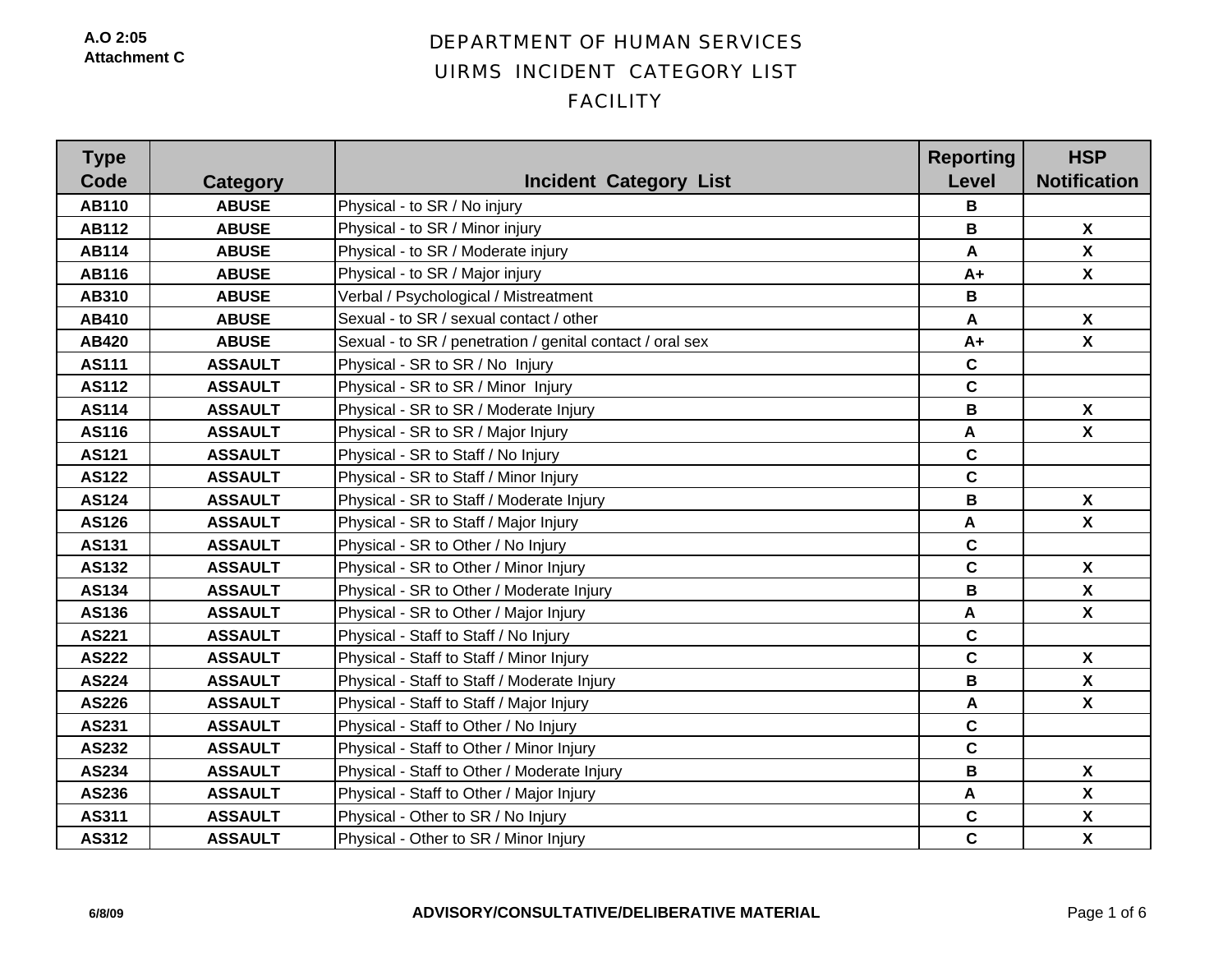A.O 2:05
Attachment C

# DEPARTMENT OF HUMAN SERVICES
## UIRMS INCIDENT CATEGORY LIST
## FACILITY

| Type Code | Category | Incident Category List | Reporting Level | HSP Notification |
|---|---|---|---|---|
| AB110 | ABUSE | Physical - to SR / No injury | B | |
| AB112 | ABUSE | Physical - to SR / Minor injury | B | X |
| AB114 | ABUSE | Physical - to SR / Moderate injury | A | X |
| AB116 | ABUSE | Physical - to SR / Major injury | A+ | X |
| AB310 | ABUSE | Verbal / Psychological / Mistreatment | B | |
| AB410 | ABUSE | Sexual - to SR / sexual contact / other | A | X |
| AB420 | ABUSE | Sexual - to SR / penetration / genital contact / oral sex | A+ | X |
| AS111 | ASSAULT | Physical - SR to SR / No Injury | C | |
| AS112 | ASSAULT | Physical - SR to SR / Minor Injury | C | |
| AS114 | ASSAULT | Physical - SR to SR / Moderate Injury | B | X |
| AS116 | ASSAULT | Physical - SR to SR / Major Injury | A | X |
| AS121 | ASSAULT | Physical - SR to Staff / No Injury | C | |
| AS122 | ASSAULT | Physical - SR to Staff / Minor Injury | C | |
| AS124 | ASSAULT | Physical - SR to Staff / Moderate Injury | B | X |
| AS126 | ASSAULT | Physical - SR to Staff / Major Injury | A | X |
| AS131 | ASSAULT | Physical - SR to Other / No Injury | C | |
| AS132 | ASSAULT | Physical - SR to Other / Minor Injury | C | X |
| AS134 | ASSAULT | Physical - SR to Other / Moderate Injury | B | X |
| AS136 | ASSAULT | Physical - SR to Other / Major Injury | A | X |
| AS221 | ASSAULT | Physical - Staff to Staff / No Injury | C | |
| AS222 | ASSAULT | Physical - Staff to Staff / Minor Injury | C | X |
| AS224 | ASSAULT | Physical - Staff to Staff / Moderate Injury | B | X |
| AS226 | ASSAULT | Physical - Staff to Staff / Major Injury | A | X |
| AS231 | ASSAULT | Physical - Staff to Other / No Injury | C | |
| AS232 | ASSAULT | Physical - Staff to Other / Minor Injury | C | |
| AS234 | ASSAULT | Physical - Staff to Other / Moderate Injury | B | X |
| AS236 | ASSAULT | Physical - Staff to Other / Major Injury | A | X |
| AS311 | ASSAULT | Physical - Other to SR / No Injury | C | X |
| AS312 | ASSAULT | Physical - Other to SR / Minor Injury | C | X |

6/8/09 ADVISORY/CONSULTATIVE/DELIBERATIVE MATERIAL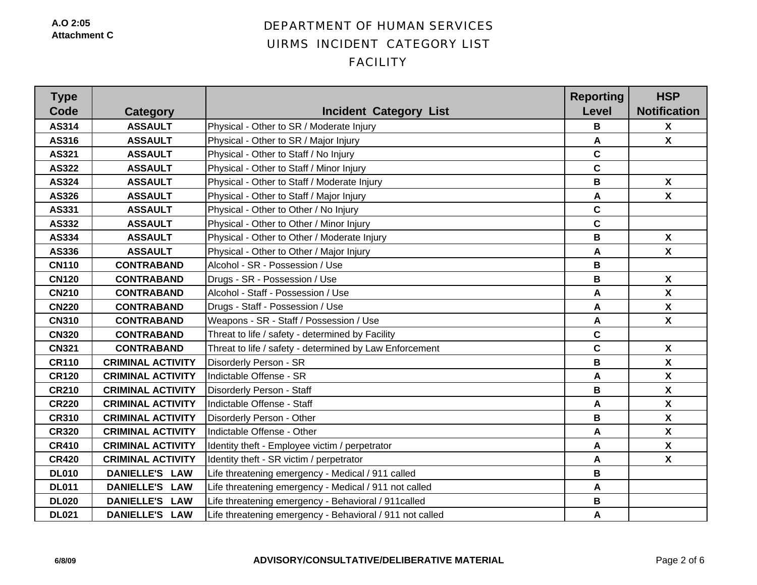A.O 2:05
Attachment C

# DEPARTMENT OF HUMAN SERVICES
## UIRMS INCIDENT CATEGORY LIST
## FACILITY

| Type Code | Category | Incident Category List | Reporting Level | HSP Notification |
|---|---|---|---|---|
| AS314 | ASSAULT | Physical - Other to SR / Moderate Injury | B | X |
| AS316 | ASSAULT | Physical - Other to SR / Major Injury | A | X |
| AS321 | ASSAULT | Physical - Other to Staff / No Injury | C | |
| AS322 | ASSAULT | Physical - Other to Staff / Minor Injury | C | |
| AS324 | ASSAULT | Physical - Other to Staff / Moderate Injury | B | X |
| AS326 | ASSAULT | Physical - Other to Staff / Major Injury | A | X |
| AS331 | ASSAULT | Physical - Other to Other / No Injury | C | |
| AS332 | ASSAULT | Physical - Other to Other / Minor Injury | C | |
| AS334 | ASSAULT | Physical - Other to Other / Moderate Injury | B | X |
| AS336 | ASSAULT | Physical - Other to Other / Major Injury | A | X |
| CN110 | CONTRABAND | Alcohol - SR - Possession / Use | B | |
| CN120 | CONTRABAND | Drugs - SR - Possession / Use | B | X |
| CN210 | CONTRABAND | Alcohol - Staff - Possession / Use | A | X |
| CN220 | CONTRABAND | Drugs - Staff - Possession / Use | A | X |
| CN310 | CONTRABAND | Weapons - SR - Staff / Possession / Use | A | X |
| CN320 | CONTRABAND | Threat to life / safety - determined by Facility | C | |
| CN321 | CONTRABAND | Threat to life / safety - determined by Law Enforcement | C | X |
| CR110 | CRIMINAL ACTIVITY | Disorderly Person - SR | B | X |
| CR120 | CRIMINAL ACTIVITY | Indictable Offense - SR | A | X |
| CR210 | CRIMINAL ACTIVITY | Disorderly Person - Staff | B | X |
| CR220 | CRIMINAL ACTIVITY | Indictable Offense - Staff | A | X |
| CR310 | CRIMINAL ACTIVITY | Disorderly Person - Other | B | X |
| CR320 | CRIMINAL ACTIVITY | Indictable Offense - Other | A | X |
| CR410 | CRIMINAL ACTIVITY | Identity theft - Employee victim / perpetrator | A | X |
| CR420 | CRIMINAL ACTIVITY | Identity theft - SR victim / perpetrator | A | X |
| DL010 | DANIELLE'S LAW | Life threatening emergency - Medical / 911 called | B | |
| DL011 | DANIELLE'S LAW | Life threatening emergency - Medical / 911 not called | A | |
| DL020 | DANIELLE'S LAW | Life threatening emergency - Behavioral / 911called | B | |
| DL021 | DANIELLE'S LAW | Life threatening emergency - Behavioral / 911 not called | A | |

6/8/09 ADVISORY/CONSULTATIVE/DELIBERATIVE MATERIAL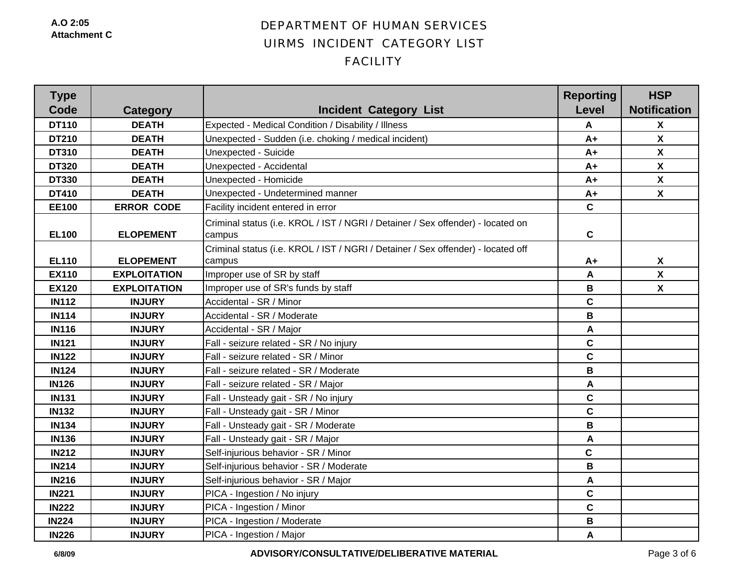A.O 2:05
Attachment C

# DEPARTMENT OF HUMAN SERVICES
## UIRMS INCIDENT CATEGORY LIST
## FACILITY

| Type Code | Category | Incident Category List | Reporting Level | HSP Notification |
|---|---|---|---|---|
| DT110 | DEATH | Expected - Medical Condition / Disability / Illness | A | X |
| DT210 | DEATH | Unexpected - Sudden (i.e. choking / medical incident) | A+ | X |
| DT310 | DEATH | Unexpected - Suicide | A+ | X |
| DT320 | DEATH | Unexpected - Accidental | A+ | X |
| DT330 | DEATH | Unexpected - Homicide | A+ | X |
| DT410 | DEATH | Unexpected - Undetermined manner | A+ | X |
| EE100 | ERROR CODE | Facility incident entered in error | C | |
| EL100 | ELOPEMENT | Criminal status (i.e. KROL / IST / NGRI / Detainer / Sex offender) - located on campus | C | |
| EL110 | ELOPEMENT | Criminal status (i.e. KROL / IST / NGRI / Detainer / Sex offender) - located off campus | A+ | X |
| EX110 | EXPLOITATION | Improper use of SR by staff | A | X |
| EX120 | EXPLOITATION | Improper use of SR's funds by staff | B | X |
| IN112 | INJURY | Accidental - SR / Minor | C | |
| IN114 | INJURY | Accidental - SR / Moderate | B | |
| IN116 | INJURY | Accidental - SR / Major | A | |
| IN121 | INJURY | Fall - seizure related - SR / No injury | C | |
| IN122 | INJURY | Fall - seizure related - SR / Minor | C | |
| IN124 | INJURY | Fall - seizure related - SR / Moderate | B | |
| IN126 | INJURY | Fall - seizure related - SR / Major | A | |
| IN131 | INJURY | Fall - Unsteady gait - SR / No injury | C | |
| IN132 | INJURY | Fall - Unsteady gait - SR / Minor | C | |
| IN134 | INJURY | Fall - Unsteady gait - SR / Moderate | B | |
| IN136 | INJURY | Fall - Unsteady gait - SR / Major | A | |
| IN212 | INJURY | Self-injurious behavior - SR / Minor | C | |
| IN214 | INJURY | Self-injurious behavior - SR / Moderate | B | |
| IN216 | INJURY | Self-injurious behavior - SR / Major | A | |
| IN221 | INJURY | PICA - Ingestion / No injury | C | |
| IN222 | INJURY | PICA - Ingestion / Minor | C | |
| IN224 | INJURY | PICA - Ingestion / Moderate | B | |
| IN226 | INJURY | PICA - Ingestion / Major | A | |

6/8/09 ADVISORY/CONSULTATIVE/DELIBERATIVE MATERIAL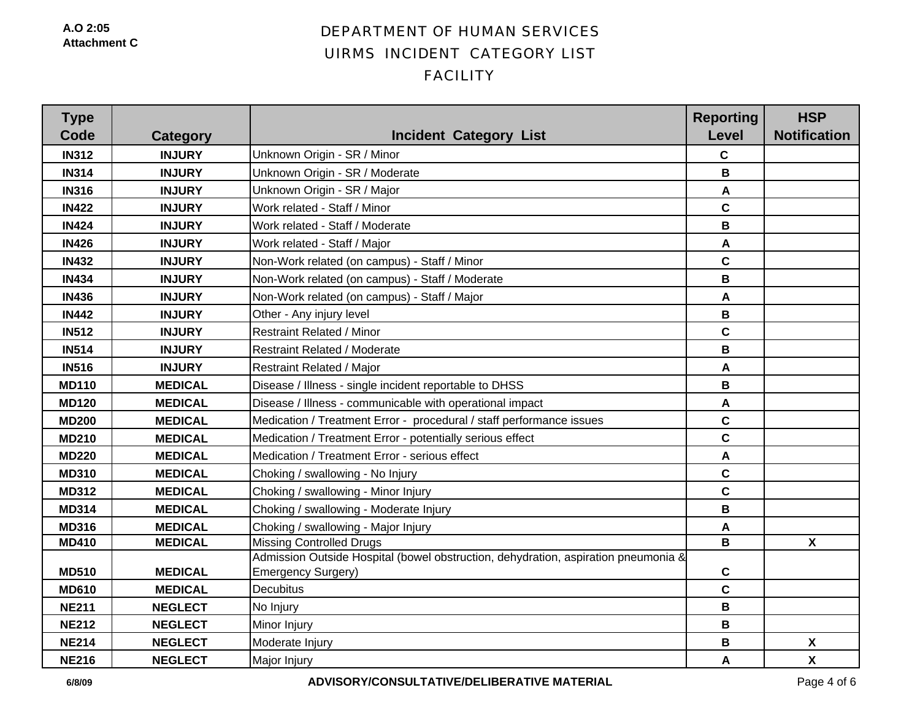A.O 2:05
Attachment C

# DEPARTMENT OF HUMAN SERVICES
## UIRMS INCIDENT CATEGORY LIST
## FACILITY

| Type Code | Category | Incident Category List | Reporting Level | HSP Notification |
|---|---|---|---|---|
| IN312 | INJURY | Unknown Origin - SR / Minor | C | |
| IN314 | INJURY | Unknown Origin - SR / Moderate | B | |
| IN316 | INJURY | Unknown Origin - SR / Major | A | |
| IN422 | INJURY | Work related - Staff / Minor | C | |
| IN424 | INJURY | Work related - Staff / Moderate | B | |
| IN426 | INJURY | Work related - Staff / Major | A | |
| IN432 | INJURY | Non-Work related (on campus) - Staff / Minor | C | |
| IN434 | INJURY | Non-Work related (on campus) - Staff / Moderate | B | |
| IN436 | INJURY | Non-Work related (on campus) - Staff / Major | A | |
| IN442 | INJURY | Other - Any injury level | B | |
| IN512 | INJURY | Restraint Related / Minor | C | |
| IN514 | INJURY | Restraint Related / Moderate | B | |
| IN516 | INJURY | Restraint Related / Major | A | |
| MD110 | MEDICAL | Disease / Illness - single incident reportable to DHSS | B | |
| MD120 | MEDICAL | Disease / Illness - communicable with operational impact | A | |
| MD200 | MEDICAL | Medication / Treatment Error - procedural / staff performance issues | C | |
| MD210 | MEDICAL | Medication / Treatment Error - potentially serious effect | C | |
| MD220 | MEDICAL | Medication / Treatment Error - serious effect | A | |
| MD310 | MEDICAL | Choking / swallowing - No Injury | C | |
| MD312 | MEDICAL | Choking / swallowing - Minor Injury | C | |
| MD314 | MEDICAL | Choking / swallowing - Moderate Injury | B | |
| MD316 | MEDICAL | Choking / swallowing - Major Injury | A | |
| MD410 | MEDICAL | Missing Controlled Drugs | B | X |
| MD510 | MEDICAL | Admission Outside Hospital (bowel obstruction, dehydration, aspiration pneumonia & Emergency Surgery) | C | |
| MD610 | MEDICAL | Decubitus | C | |
| NE211 | NEGLECT | No Injury | B | |
| NE212 | NEGLECT | Minor Injury | B | |
| NE214 | NEGLECT | Moderate Injury | B | X |
| NE216 | NEGLECT | Major Injury | A | X |

6/8/09 ADVISORY/CONSULTATIVE/DELIBERATIVE MATERIAL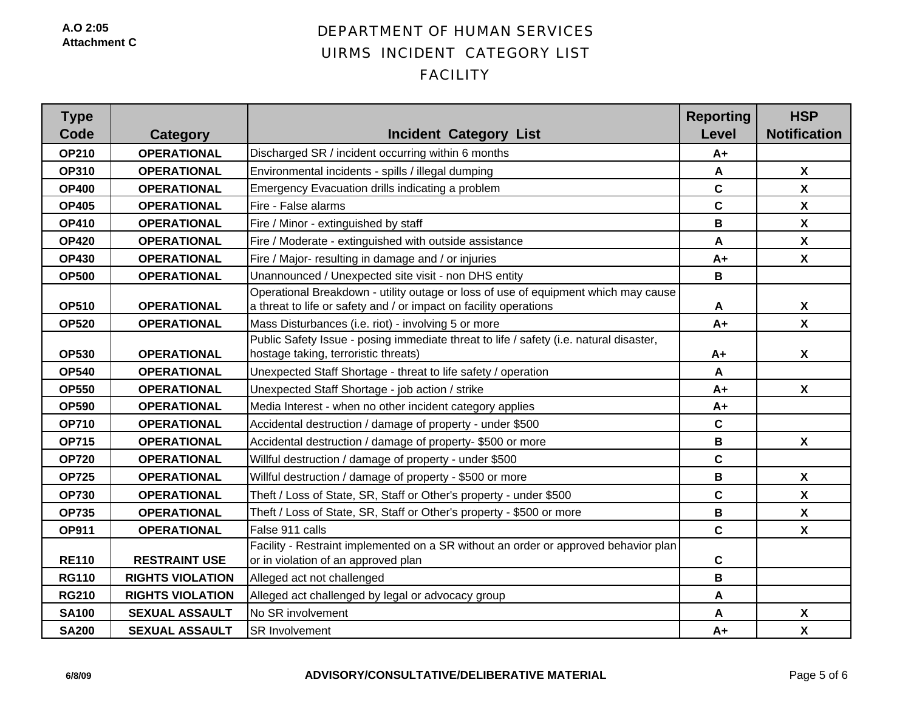A.O 2:05
Attachment C

# DEPARTMENT OF HUMAN SERVICES
## UIRMS INCIDENT CATEGORY LIST
## FACILITY

| Type Code | Category | Incident Category List | Reporting Level | HSP Notification |
|---|---|---|---|---|
| OP210 | OPERATIONAL | Discharged SR / incident occurring within 6 months | A+ | |
| OP310 | OPERATIONAL | Environmental incidents - spills / illegal dumping | A | X |
| OP400 | OPERATIONAL | Emergency Evacuation drills indicating a problem | C | X |
| OP405 | OPERATIONAL | Fire - False alarms | C | X |
| OP410 | OPERATIONAL | Fire / Minor - extinguished by staff | B | X |
| OP420 | OPERATIONAL | Fire / Moderate - extinguished with outside assistance | A | X |
| OP430 | OPERATIONAL | Fire / Major- resulting in damage and / or injuries | A+ | X |
| OP500 | OPERATIONAL | Unannounced / Unexpected site visit - non DHS entity | B | |
| OP510 | OPERATIONAL | Operational Breakdown - utility outage or loss of use of equipment which may cause a threat to life or safety and / or impact on facility operations | A | X |
| OP520 | OPERATIONAL | Mass Disturbances (i.e. riot) - involving 5 or more | A+ | X |
| OP530 | OPERATIONAL | Public Safety Issue - posing immediate threat to life / safety (i.e. natural disaster, hostage taking, terroristic threats) | A+ | X |
| OP540 | OPERATIONAL | Unexpected Staff Shortage - threat to life safety / operation | A | |
| OP550 | OPERATIONAL | Unexpected Staff Shortage - job action / strike | A+ | X |
| OP590 | OPERATIONAL | Media Interest - when no other incident category applies | A+ | |
| OP710 | OPERATIONAL | Accidental destruction / damage of property - under $500 | C | |
| OP715 | OPERATIONAL | Accidental destruction / damage of property- $500 or more | B | X |
| OP720 | OPERATIONAL | Willful destruction / damage of property - under $500 | C | |
| OP725 | OPERATIONAL | Willful destruction / damage of property - $500 or more | B | X |
| OP730 | OPERATIONAL | Theft / Loss of State, SR, Staff or Other's property - under $500 | C | X |
| OP735 | OPERATIONAL | Theft / Loss of State, SR, Staff or Other's property - $500 or more | B | X |
| OP911 | OPERATIONAL | False 911 calls | C | X |
| RE110 | RESTRAINT USE | Facility - Restraint implemented on a SR without an order or approved behavior plan or in violation of an approved plan | C | |
| RG110 | RIGHTS VIOLATION | Alleged act not challenged | B | |
| RG210 | RIGHTS VIOLATION | Alleged act challenged by legal or advocacy group | A | |
| SA100 | SEXUAL ASSAULT | No SR involvement | A | X |
| SA200 | SEXUAL ASSAULT | SR Involvement | A+ | X |

6/8/09 ADVISORY/CONSULTATIVE/DELIBERATIVE MATERIAL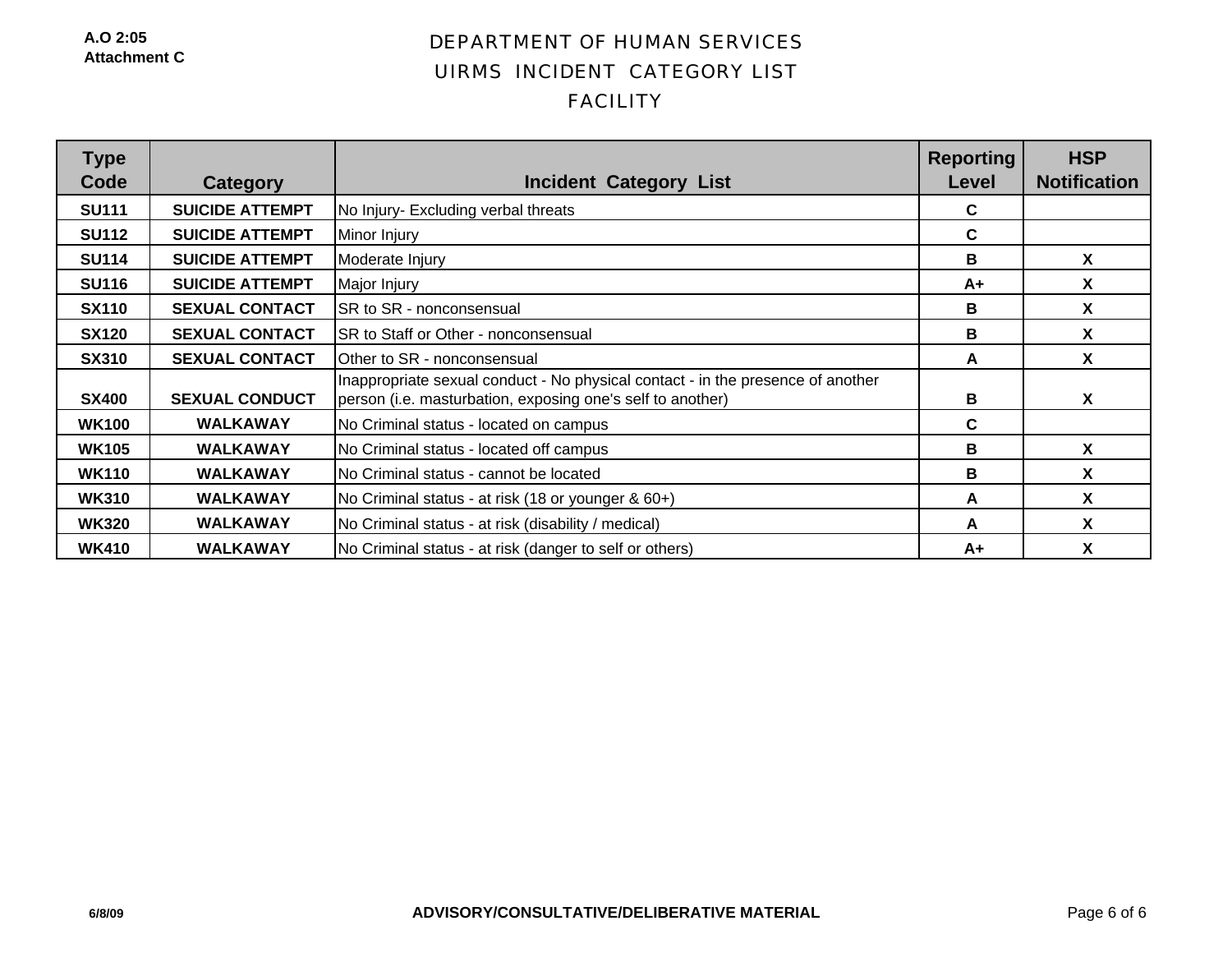A.O 2:05
Attachment C

# DEPARTMENT OF HUMAN SERVICES
## UIRMS INCIDENT CATEGORY LIST
## FACILITY

| Type Code | Category | Incident Category List | Reporting Level | HSP Notification |
|---|---|---|---|---|
| SU111 | SUICIDE ATTEMPT | No Injury- Excluding verbal threats | C | |
| SU112 | SUICIDE ATTEMPT | Minor Injury | C | |
| SU114 | SUICIDE ATTEMPT | Moderate Injury | B | X |
| SU116 | SUICIDE ATTEMPT | Major Injury | A+ | X |
| SX110 | SEXUAL CONTACT | SR to SR - nonconsensual | B | X |
| SX120 | SEXUAL CONTACT | SR to Staff or Other - nonconsensual | B | X |
| SX310 | SEXUAL CONTACT | Other to SR - nonconsensual | A | X |
| SX400 | SEXUAL CONDUCT | Inappropriate sexual conduct - No physical contact - in the presence of another person (i.e. masturbation, exposing one's self to another) | B | X |
| WK100 | WALKAWAY | No Criminal status - located on campus | C | |
| WK105 | WALKAWAY | No Criminal status - located off campus | B | X |
| WK110 | WALKAWAY | No Criminal status - cannot be located | B | X |
| WK310 | WALKAWAY | No Criminal status - at risk (18 or younger & 60+) | A | X |
| WK320 | WALKAWAY | No Criminal status - at risk (disability / medical) | A | X |
| WK410 | WALKAWAY | No Criminal status - at risk (danger to self or others) | A+ | X |

6/8/09 ADVISORY/CONSULTATIVE/DELIBERATIVE MATERIAL